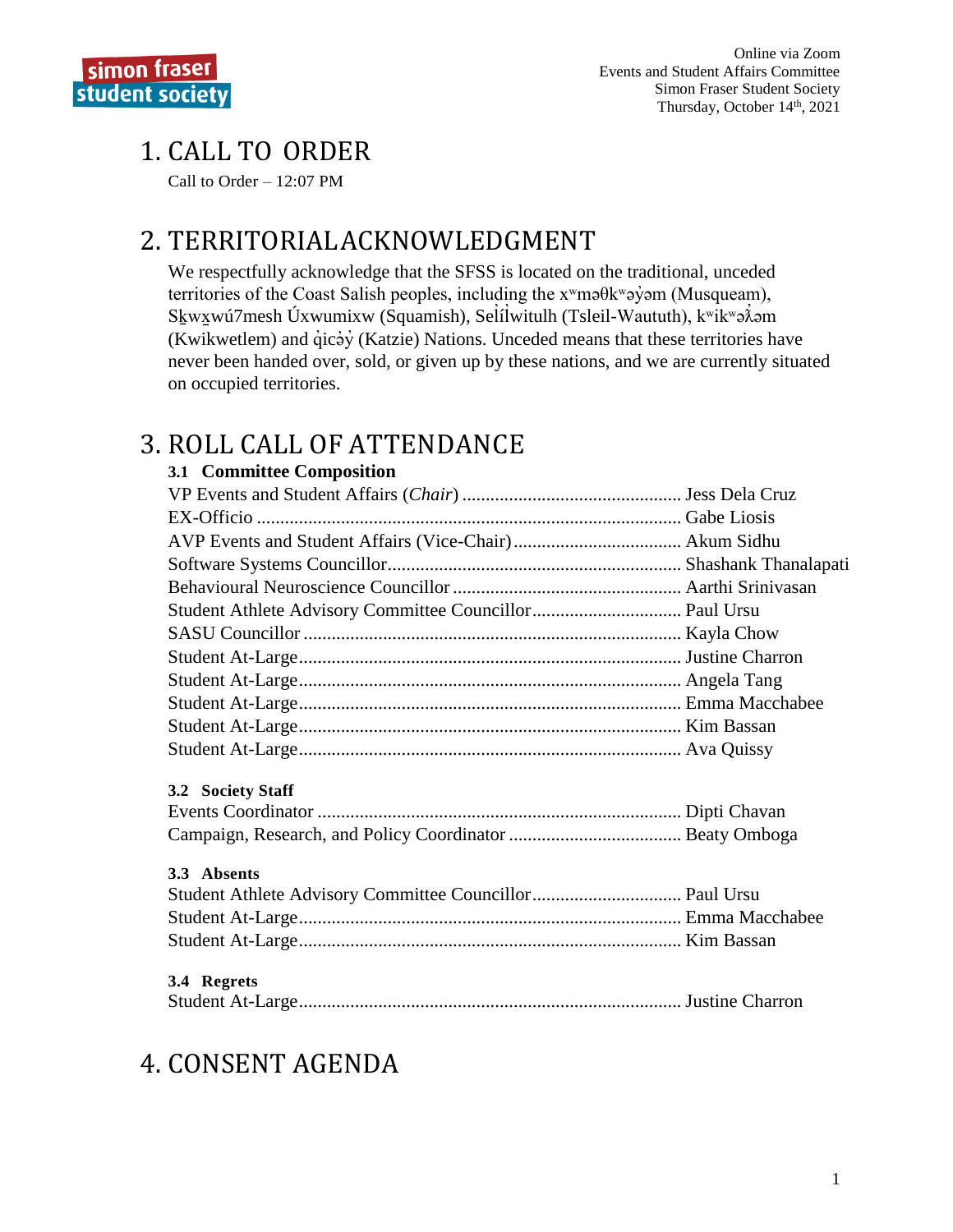Online via Zoom
Events and Student Affairs Committee
Simon Fraser Student Society
Thursday, October 14th, 2021

# 1. CALL TO ORDER

Call to Order – 12:07 PM

# 2. TERRITORIAL ACKNOWLEDGMENT

We respectfully acknowledge that the SFSS is located on the traditional, unceded territories of the Coast Salish peoples, including the xʷməθkʷəy̓əm (Musqueam), Sḵwx̱wú7mesh Úxwumixw (Squamish), Sel̓íl̓witulh (Tsleil-Waututh), kʷikʷəƛ̓əm (Kwikwetlem) and q̓icə̓y̓ (Katzie) Nations. Unceded means that these territories have never been handed over, sold, or given up by these nations, and we are currently situated on occupied territories.

# 3. ROLL CALL OF ATTENDANCE

### 3.1 Committee Composition

VP Events and Student Affairs (*Chair*) ............................................... Jess Dela Cruz
EX-Officio .......................................................................................... Gabe Liosis
AVP Events and Student Affairs (Vice-Chair) .................................... Akum Sidhu
Software Systems Councillor............................................................... Shashank Thanalapati
Behavioural Neuroscience Councillor ................................................. Aarthi Srinivasan
Student Athlete Advisory Committee Councillor................................ Paul Ursu
SASU Councillor ................................................................................. Kayla Chow
Student At-Large.................................................................................. Justine Charron
Student At-Large.................................................................................. Angela Tang
Student At-Large.................................................................................. Emma Macchabee
Student At-Large.................................................................................. Kim Bassan
Student At-Large.................................................................................. Ava Quissy

### 3.2 Society Staff

Events Coordinator .............................................................................. Dipti Chavan
Campaign, Research, and Policy Coordinator ..................................... Beaty Omboga

### 3.3 Absents

Student Athlete Advisory Committee Councillor................................ Paul Ursu
Student At-Large.................................................................................. Emma Macchabee
Student At-Large.................................................................................. Kim Bassan

### 3.4 Regrets

Student At-Large.................................................................................. Justine Charron

# 4. CONSENT AGENDA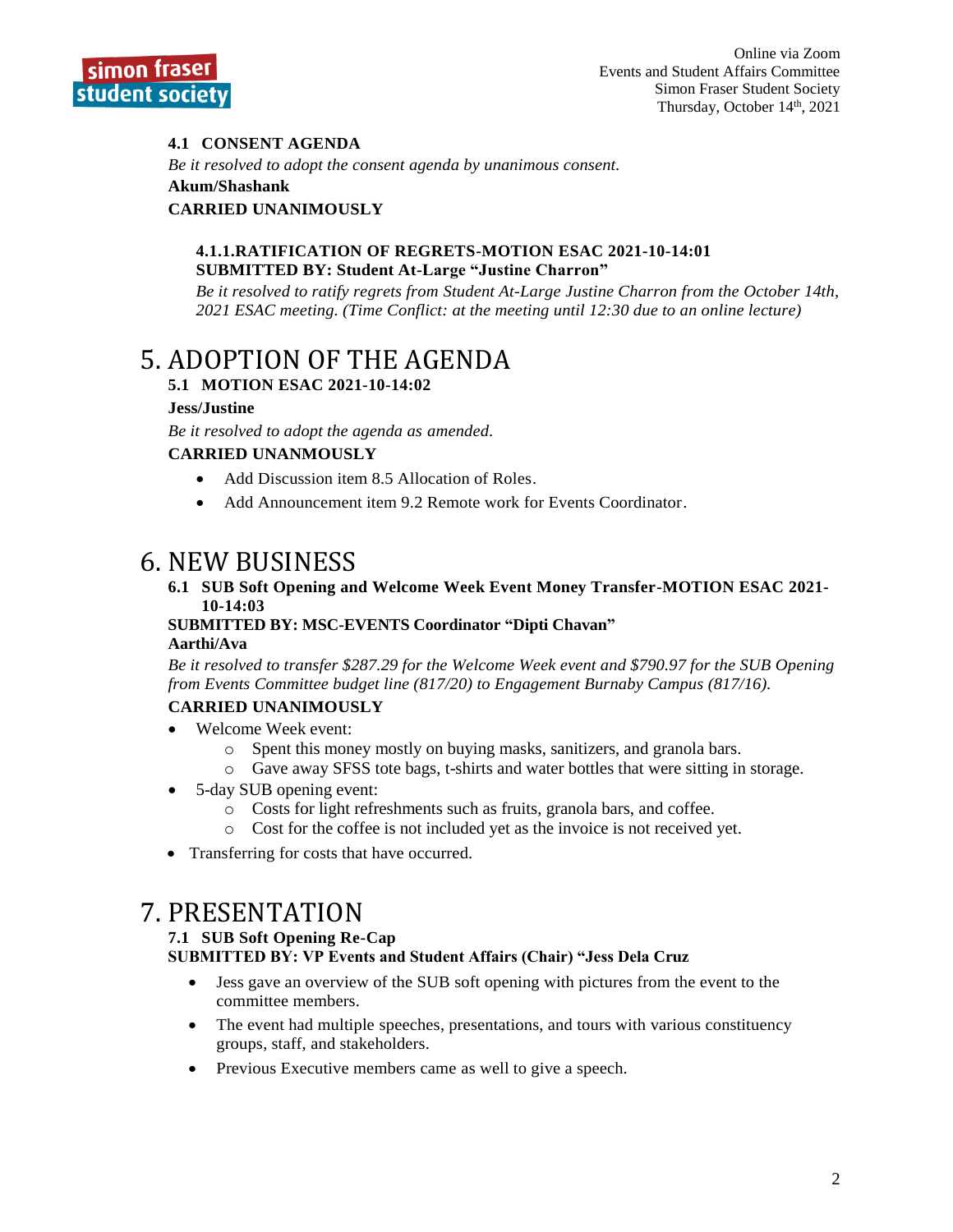### 4.1 CONSENT AGENDA

*Be it resolved to adopt the consent agenda by unanimous consent.*

**Akum/Shashank**

**CARRIED UNANIMOUSLY**

#### 4.1.1. RATIFICATION OF REGRETS-MOTION ESAC 2021-10-14:01
**SUBMITTED BY: Student At-Large "Justine Charron"**

*Be it resolved to ratify regrets from Student At-Large Justine Charron from the October 14th, 2021 ESAC meeting. (Time Conflict: at the meeting until 12:30 due to an online lecture)*

# 5. ADOPTION OF THE AGENDA

### 5.1 MOTION ESAC 2021-10-14:02

**Jess/Justine**

*Be it resolved to adopt the agenda as amended.*

**CARRIED UNANMOUSLY**

- Add Discussion item 8.5 Allocation of Roles.
- Add Announcement item 9.2 Remote work for Events Coordinator.

# 6. NEW BUSINESS

### 6.1 SUB Soft Opening and Welcome Week Event Money Transfer-MOTION ESAC 2021-10-14:03

**SUBMITTED BY: MSC-EVENTS Coordinator "Dipti Chavan"**

**Aarthi/Ava**

*Be it resolved to transfer $287.29 for the Welcome Week event and $790.97 for the SUB Opening from Events Committee budget line (817/20) to Engagement Burnaby Campus (817/16).*

**CARRIED UNANIMOUSLY**

- Welcome Week event:
  - Spent this money mostly on buying masks, sanitizers, and granola bars.
  - Gave away SFSS tote bags, t-shirts and water bottles that were sitting in storage.
- 5-day SUB opening event:
  - Costs for light refreshments such as fruits, granola bars, and coffee.
  - Cost for the coffee is not included yet as the invoice is not received yet.
- Transferring for costs that have occurred.

# 7. PRESENTATION

### 7.1 SUB Soft Opening Re-Cap

**SUBMITTED BY: VP Events and Student Affairs (Chair) "Jess Dela Cruz**

- Jess gave an overview of the SUB soft opening with pictures from the event to the committee members.
- The event had multiple speeches, presentations, and tours with various constituency groups, staff, and stakeholders.
- Previous Executive members came as well to give a speech.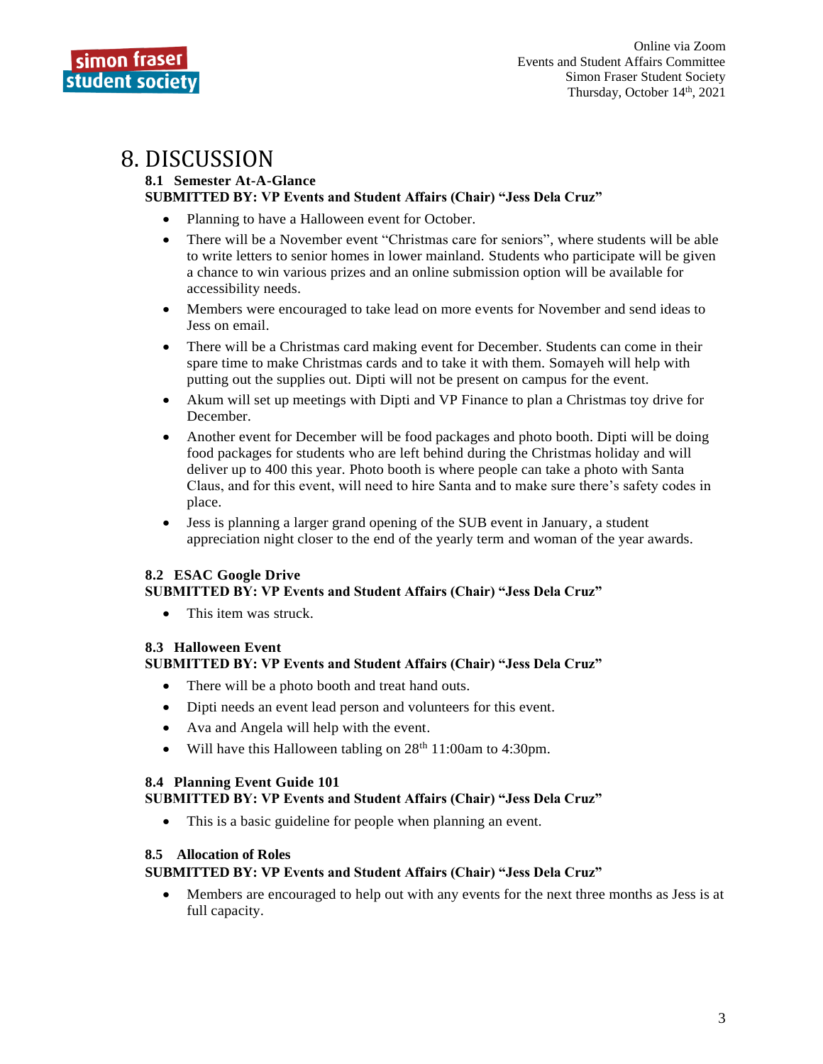# 8. DISCUSSION

### 8.1 Semester At-A-Glance

**SUBMITTED BY: VP Events and Student Affairs (Chair) "Jess Dela Cruz"**

- Planning to have a Halloween event for October.
- There will be a November event "Christmas care for seniors", where students will be able to write letters to senior homes in lower mainland. Students who participate will be given a chance to win various prizes and an online submission option will be available for accessibility needs.
- Members were encouraged to take lead on more events for November and send ideas to Jess on email.
- There will be a Christmas card making event for December. Students can come in their spare time to make Christmas cards and to take it with them. Somayeh will help with putting out the supplies out. Dipti will not be present on campus for the event.
- Akum will set up meetings with Dipti and VP Finance to plan a Christmas toy drive for December.
- Another event for December will be food packages and photo booth. Dipti will be doing food packages for students who are left behind during the Christmas holiday and will deliver up to 400 this year. Photo booth is where people can take a photo with Santa Claus, and for this event, will need to hire Santa and to make sure there's safety codes in place.
- Jess is planning a larger grand opening of the SUB event in January, a student appreciation night closer to the end of the yearly term and woman of the year awards.

### 8.2 ESAC Google Drive

**SUBMITTED BY: VP Events and Student Affairs (Chair) "Jess Dela Cruz"**

- This item was struck.

### 8.3 Halloween Event

**SUBMITTED BY: VP Events and Student Affairs (Chair) "Jess Dela Cruz"**

- There will be a photo booth and treat hand outs.
- Dipti needs an event lead person and volunteers for this event.
- Ava and Angela will help with the event.
- Will have this Halloween tabling on 28th 11:00am to 4:30pm.

### 8.4 Planning Event Guide 101

**SUBMITTED BY: VP Events and Student Affairs (Chair) "Jess Dela Cruz"**

- This is a basic guideline for people when planning an event.

### 8.5 Allocation of Roles

**SUBMITTED BY: VP Events and Student Affairs (Chair) "Jess Dela Cruz"**

- Members are encouraged to help out with any events for the next three months as Jess is at full capacity.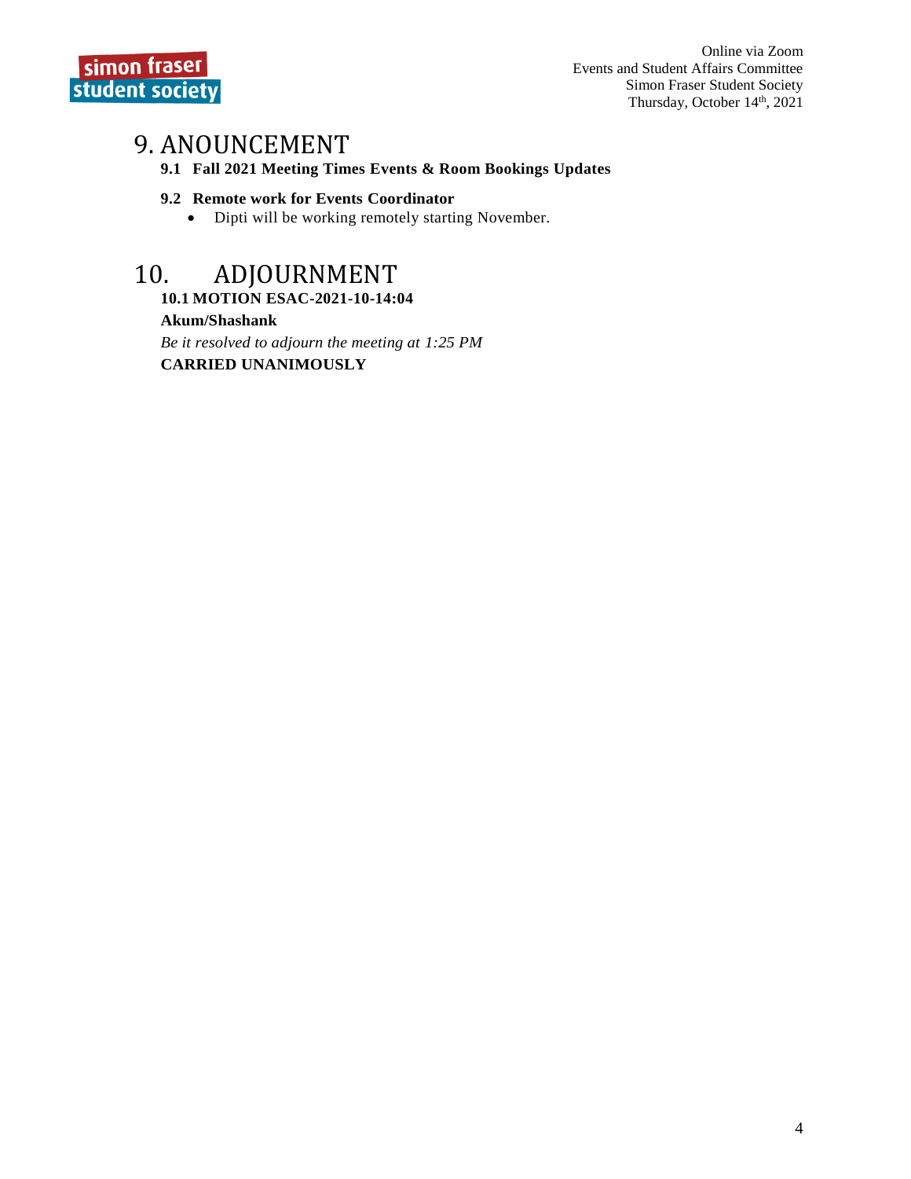# 9. ANOUNCEMENT

**9.1 Fall 2021 Meeting Times Events & Room Bookings Updates**

**9.2 Remote work for Events Coordinator**

- Dipti will be working remotely starting November.

# 10. ADJOURNMENT

**10.1 MOTION ESAC-2021-10-14:04**

**Akum/Shashank**

*Be it resolved to adjourn the meeting at 1:25 PM*

**CARRIED UNANIMOUSLY**